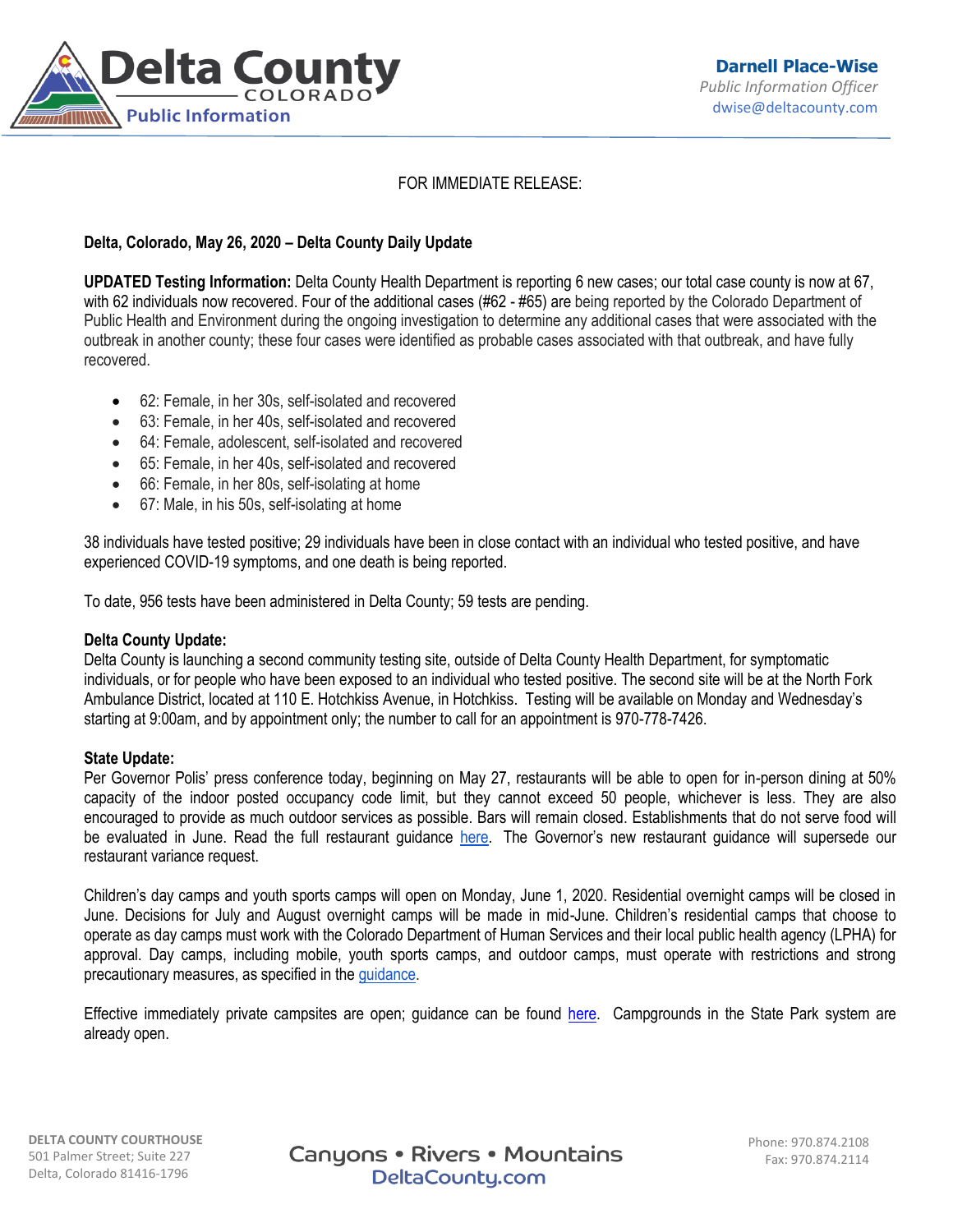Delta County COLORADO Public Information

**Darnell Place-Wise**
*Public Information Officer*
dwise@deltacounty.com

FOR IMMEDIATE RELEASE:

**Delta, Colorado, May 26, 2020 – Delta County Daily Update**

**UPDATED Testing Information:** Delta County Health Department is reporting 6 new cases; our total case county is now at 67, with 62 individuals now recovered. Four of the additional cases (#62 - #65) are being reported by the Colorado Department of Public Health and Environment during the ongoing investigation to determine any additional cases that were associated with the outbreak in another county; these four cases were identified as probable cases associated with that outbreak, and have fully recovered.

- 62: Female, in her 30s, self-isolated and recovered
- 63: Female, in her 40s, self-isolated and recovered
- 64: Female, adolescent, self-isolated and recovered
- 65: Female, in her 40s, self-isolated and recovered
- 66: Female, in her 80s, self-isolating at home
- 67: Male, in his 50s, self-isolating at home

38 individuals have tested positive; 29 individuals have been in close contact with an individual who tested positive, and have experienced COVID-19 symptoms, and one death is being reported.

To date, 956 tests have been administered in Delta County; 59 tests are pending.

**Delta County Update:**
Delta County is launching a second community testing site, outside of Delta County Health Department, for symptomatic individuals, or for people who have been exposed to an individual who tested positive. The second site will be at the North Fork Ambulance District, located at 110 E. Hotchkiss Avenue, in Hotchkiss. Testing will be available on Monday and Wednesday's starting at 9:00am, and by appointment only; the number to call for an appointment is 970-778-7426.

**State Update:**
Per Governor Polis' press conference today, beginning on May 27, restaurants will be able to open for in-person dining at 50% capacity of the indoor posted occupancy code limit, but they cannot exceed 50 people, whichever is less. They are also encouraged to provide as much outdoor services as possible. Bars will remain closed. Establishments that do not serve food will be evaluated in June. Read the full restaurant guidance here. The Governor's new restaurant guidance will supersede our restaurant variance request.

Children's day camps and youth sports camps will open on Monday, June 1, 2020. Residential overnight camps will be closed in June. Decisions for July and August overnight camps will be made in mid-June. Children's residential camps that choose to operate as day camps must work with the Colorado Department of Human Services and their local public health agency (LPHA) for approval. Day camps, including mobile, youth sports camps, and outdoor camps, must operate with restrictions and strong precautionary measures, as specified in the guidance.

Effective immediately private campsites are open; guidance can be found here. Campgrounds in the State Park system are already open.

**DELTA COUNTY COURTHOUSE**
501 Palmer Street; Suite 227
Delta, Colorado 81416-1796

Canyons • Rivers • Mountains
DeltaCounty.com

Phone: 970.874.2108
Fax: 970.874.2114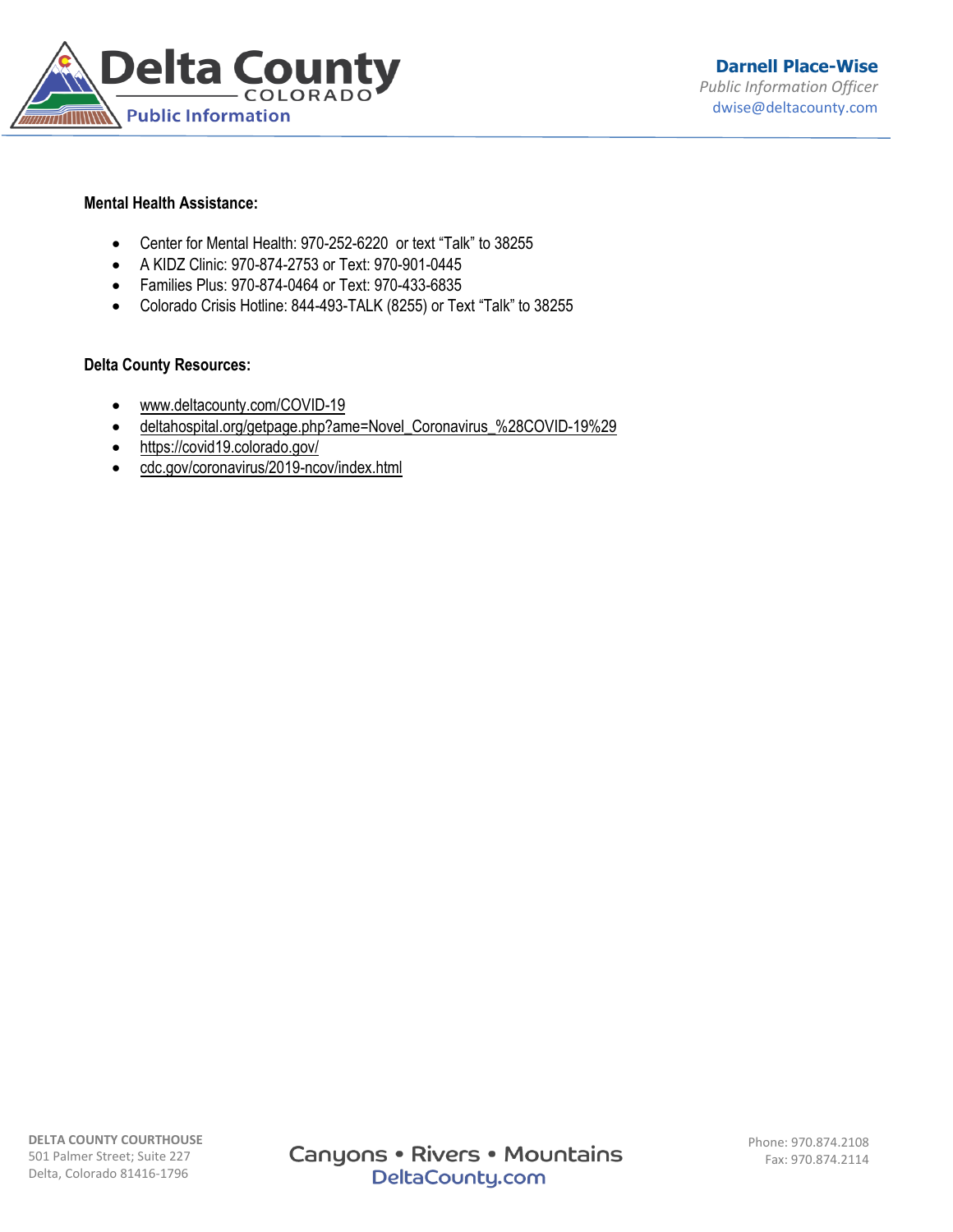**Mental Health Assistance:**

- Center for Mental Health: 970-252-6220 or text "Talk" to 38255
- A KIDZ Clinic: 970-874-2753 or Text: 970-901-0445
- Families Plus: 970-874-0464 or Text: 970-433-6835
- Colorado Crisis Hotline: 844-493-TALK (8255) or Text "Talk" to 38255

**Delta County Resources:**

- www.deltacounty.com/COVID-19
- deltahospital.org/getpage.php?ame=Novel_Coronavirus_%28COVID-19%29
- https://covid19.colorado.gov/
- cdc.gov/coronavirus/2019-ncov/index.html